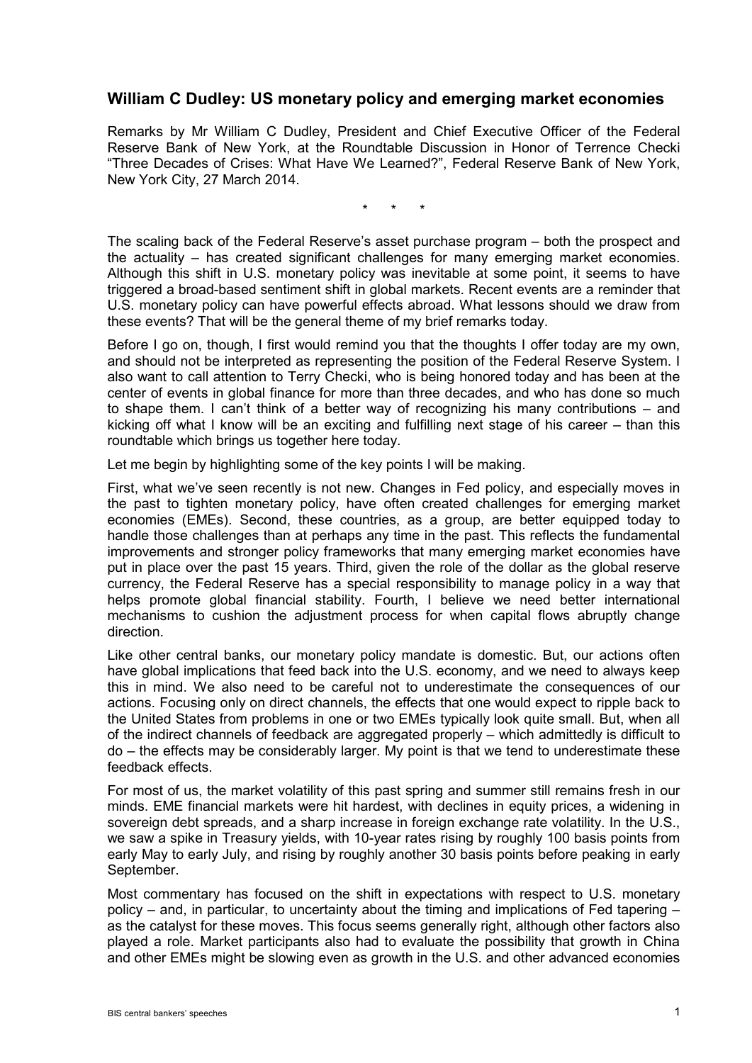## William C Dudley: US monetary policy and emerging market economies

Remarks by Mr William C Dudley, President and Chief Executive Officer of the Federal Reserve Bank of New York, at the Roundtable Discussion in Honor of Terrence Checki "Three Decades of Crises: What Have We Learned?", Federal Reserve Bank of New York, New York City, 27 March 2014.

\* \* \*

The scaling back of the Federal Reserve's asset purchase program – both the prospect and the actuality – has created significant challenges for many emerging market economies. Although this shift in U.S. monetary policy was inevitable at some point, it seems to have triggered a broad-based sentiment shift in global markets. Recent events are a reminder that U.S. monetary policy can have powerful effects abroad. What lessons should we draw from these events? That will be the general theme of my brief remarks today.

Before I go on, though, I first would remind you that the thoughts I offer today are my own, and should not be interpreted as representing the position of the Federal Reserve System. I also want to call attention to Terry Checki, who is being honored today and has been at the center of events in global finance for more than three decades, and who has done so much to shape them. I can't think of a better way of recognizing his many contributions – and kicking off what I know will be an exciting and fulfilling next stage of his career – than this roundtable which brings us together here today.

Let me begin by highlighting some of the key points I will be making.

First, what we've seen recently is not new. Changes in Fed policy, and especially moves in the past to tighten monetary policy, have often created challenges for emerging market economies (EMEs). Second, these countries, as a group, are better equipped today to handle those challenges than at perhaps any time in the past. This reflects the fundamental improvements and stronger policy frameworks that many emerging market economies have put in place over the past 15 years. Third, given the role of the dollar as the global reserve currency, the Federal Reserve has a special responsibility to manage policy in a way that helps promote global financial stability. Fourth, I believe we need better international mechanisms to cushion the adjustment process for when capital flows abruptly change direction.

Like other central banks, our monetary policy mandate is domestic. But, our actions often have global implications that feed back into the U.S. economy, and we need to always keep this in mind. We also need to be careful not to underestimate the consequences of our actions. Focusing only on direct channels, the effects that one would expect to ripple back to the United States from problems in one or two EMEs typically look quite small. But, when all of the indirect channels of feedback are aggregated properly – which admittedly is difficult to do – the effects may be considerably larger. My point is that we tend to underestimate these feedback effects.

For most of us, the market volatility of this past spring and summer still remains fresh in our minds. EME financial markets were hit hardest, with declines in equity prices, a widening in sovereign debt spreads, and a sharp increase in foreign exchange rate volatility. In the U.S., we saw a spike in Treasury yields, with 10-year rates rising by roughly 100 basis points from early May to early July, and rising by roughly another 30 basis points before peaking in early September.

Most commentary has focused on the shift in expectations with respect to U.S. monetary policy – and, in particular, to uncertainty about the timing and implications of Fed tapering – as the catalyst for these moves. This focus seems generally right, although other factors also played a role. Market participants also had to evaluate the possibility that growth in China and other EMEs might be slowing even as growth in the U.S. and other advanced economies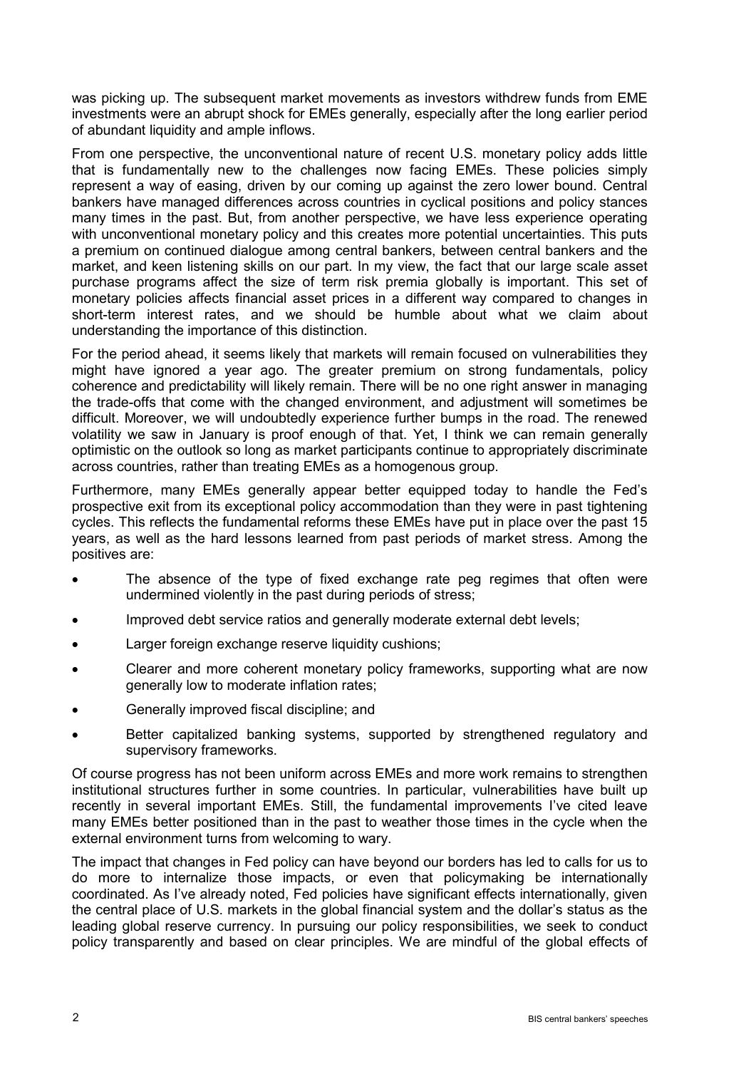was picking up. The subsequent market movements as investors withdrew funds from EME investments were an abrupt shock for EMEs generally, especially after the long earlier period of abundant liquidity and ample inflows.

From one perspective, the unconventional nature of recent U.S. monetary policy adds little that is fundamentally new to the challenges now facing EMEs. These policies simply represent a way of easing, driven by our coming up against the zero lower bound. Central bankers have managed differences across countries in cyclical positions and policy stances many times in the past. But, from another perspective, we have less experience operating with unconventional monetary policy and this creates more potential uncertainties. This puts a premium on continued dialogue among central bankers, between central bankers and the market, and keen listening skills on our part. In my view, the fact that our large scale asset purchase programs affect the size of term risk premia globally is important. This set of monetary policies affects financial asset prices in a different way compared to changes in short-term interest rates, and we should be humble about what we claim about understanding the importance of this distinction.

For the period ahead, it seems likely that markets will remain focused on vulnerabilities they might have ignored a year ago. The greater premium on strong fundamentals, policy coherence and predictability will likely remain. There will be no one right answer in managing the trade-offs that come with the changed environment, and adjustment will sometimes be difficult. Moreover, we will undoubtedly experience further bumps in the road. The renewed volatility we saw in January is proof enough of that. Yet, I think we can remain generally optimistic on the outlook so long as market participants continue to appropriately discriminate across countries, rather than treating EMEs as a homogenous group.

Furthermore, many EMEs generally appear better equipped today to handle the Fed's prospective exit from its exceptional policy accommodation than they were in past tightening cycles. This reflects the fundamental reforms these EMEs have put in place over the past 15 years, as well as the hard lessons learned from past periods of market stress. Among the positives are:

- The absence of the type of fixed exchange rate peg regimes that often were undermined violently in the past during periods of stress;
- Improved debt service ratios and generally moderate external debt levels;
- Larger foreign exchange reserve liquidity cushions;
- Clearer and more coherent monetary policy frameworks, supporting what are now generally low to moderate inflation rates;
- Generally improved fiscal discipline; and
- Better capitalized banking systems, supported by strengthened regulatory and supervisory frameworks.

Of course progress has not been uniform across EMEs and more work remains to strengthen institutional structures further in some countries. In particular, vulnerabilities have built up recently in several important EMEs. Still, the fundamental improvements I've cited leave many EMEs better positioned than in the past to weather those times in the cycle when the external environment turns from welcoming to wary.

The impact that changes in Fed policy can have beyond our borders has led to calls for us to do more to internalize those impacts, or even that policymaking be internationally coordinated. As I've already noted, Fed policies have significant effects internationally, given the central place of U.S. markets in the global financial system and the dollar's status as the leading global reserve currency. In pursuing our policy responsibilities, we seek to conduct policy transparently and based on clear principles. We are mindful of the global effects of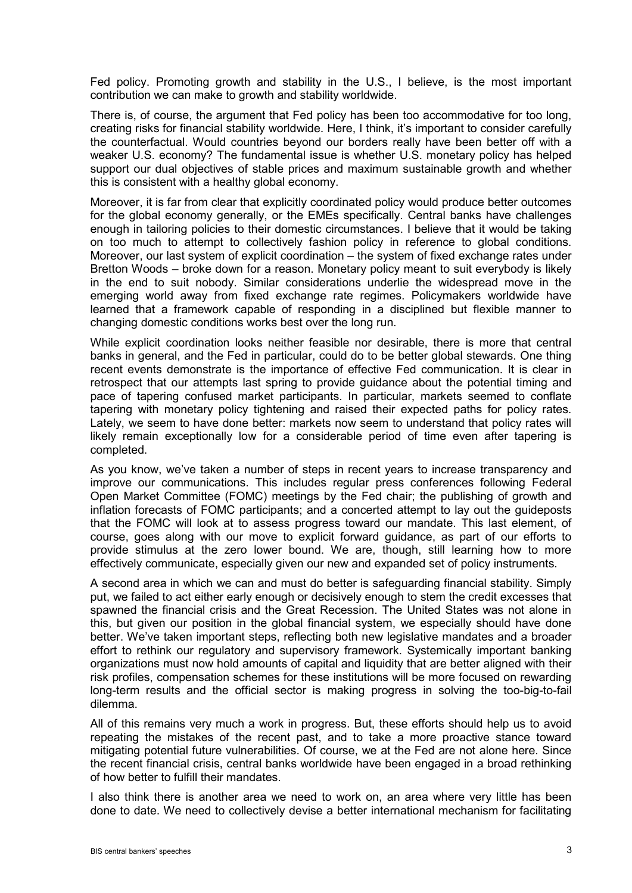Fed policy. Promoting growth and stability in the U.S., I believe, is the most important contribution we can make to growth and stability worldwide.

There is, of course, the argument that Fed policy has been too accommodative for too long, creating risks for financial stability worldwide. Here, I think, it's important to consider carefully the counterfactual. Would countries beyond our borders really have been better off with a weaker U.S. economy? The fundamental issue is whether U.S. monetary policy has helped support our dual objectives of stable prices and maximum sustainable growth and whether this is consistent with a healthy global economy.

Moreover, it is far from clear that explicitly coordinated policy would produce better outcomes for the global economy generally, or the EMEs specifically. Central banks have challenges enough in tailoring policies to their domestic circumstances. I believe that it would be taking on too much to attempt to collectively fashion policy in reference to global conditions. Moreover, our last system of explicit coordination – the system of fixed exchange rates under Bretton Woods – broke down for a reason. Monetary policy meant to suit everybody is likely in the end to suit nobody. Similar considerations underlie the widespread move in the emerging world away from fixed exchange rate regimes. Policymakers worldwide have learned that a framework capable of responding in a disciplined but flexible manner to changing domestic conditions works best over the long run.

While explicit coordination looks neither feasible nor desirable, there is more that central banks in general, and the Fed in particular, could do to be better global stewards. One thing recent events demonstrate is the importance of effective Fed communication. It is clear in retrospect that our attempts last spring to provide guidance about the potential timing and pace of tapering confused market participants. In particular, markets seemed to conflate tapering with monetary policy tightening and raised their expected paths for policy rates. Lately, we seem to have done better: markets now seem to understand that policy rates will likely remain exceptionally low for a considerable period of time even after tapering is completed.

As you know, we've taken a number of steps in recent years to increase transparency and improve our communications. This includes regular press conferences following Federal Open Market Committee (FOMC) meetings by the Fed chair; the publishing of growth and inflation forecasts of FOMC participants; and a concerted attempt to lay out the guideposts that the FOMC will look at to assess progress toward our mandate. This last element, of course, goes along with our move to explicit forward guidance, as part of our efforts to provide stimulus at the zero lower bound. We are, though, still learning how to more effectively communicate, especially given our new and expanded set of policy instruments.

A second area in which we can and must do better is safeguarding financial stability. Simply put, we failed to act either early enough or decisively enough to stem the credit excesses that spawned the financial crisis and the Great Recession. The United States was not alone in this, but given our position in the global financial system, we especially should have done better. We've taken important steps, reflecting both new legislative mandates and a broader effort to rethink our regulatory and supervisory framework. Systemically important banking organizations must now hold amounts of capital and liquidity that are better aligned with their risk profiles, compensation schemes for these institutions will be more focused on rewarding long-term results and the official sector is making progress in solving the too-big-to-fail dilemma.

All of this remains very much a work in progress. But, these efforts should help us to avoid repeating the mistakes of the recent past, and to take a more proactive stance toward mitigating potential future vulnerabilities. Of course, we at the Fed are not alone here. Since the recent financial crisis, central banks worldwide have been engaged in a broad rethinking of how better to fulfill their mandates.

I also think there is another area we need to work on, an area where very little has been done to date. We need to collectively devise a better international mechanism for facilitating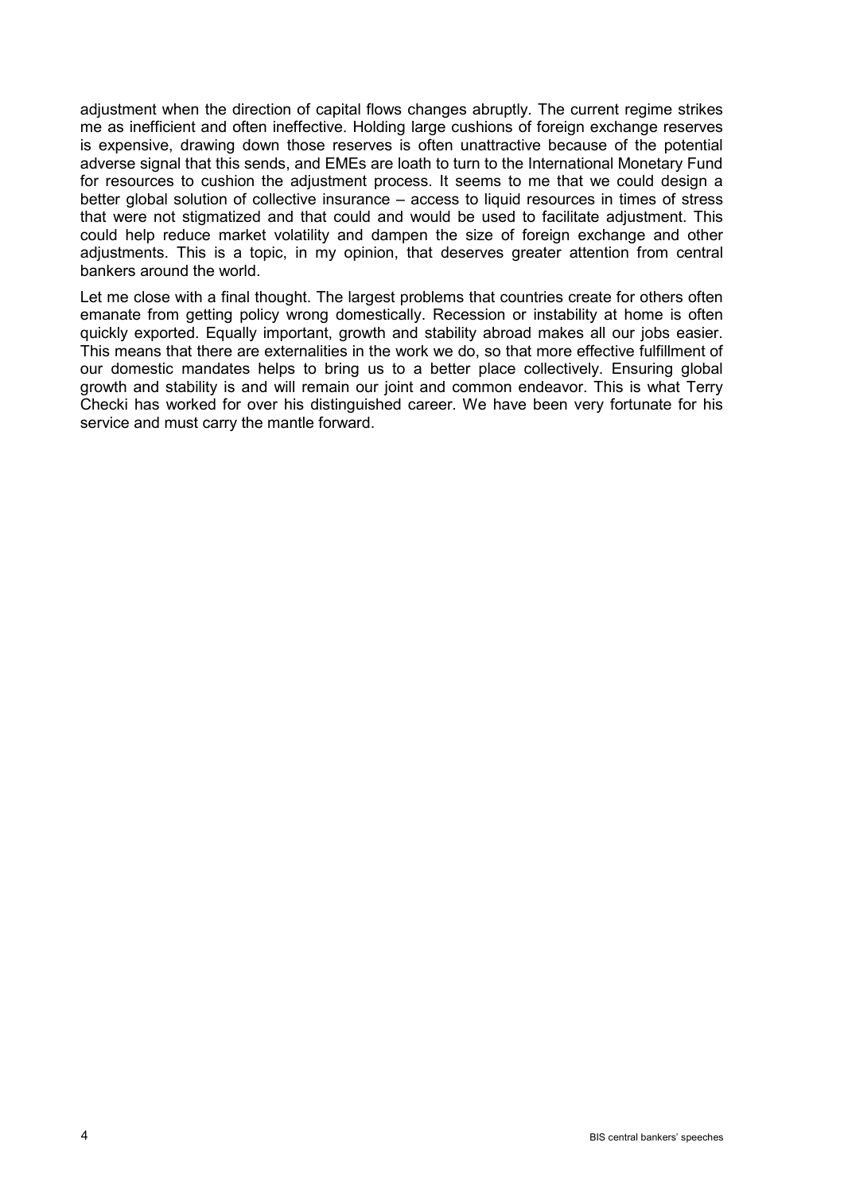adjustment when the direction of capital flows changes abruptly. The current regime strikes me as inefficient and often ineffective. Holding large cushions of foreign exchange reserves is expensive, drawing down those reserves is often unattractive because of the potential adverse signal that this sends, and EMEs are loath to turn to the International Monetary Fund for resources to cushion the adjustment process. It seems to me that we could design a better global solution of collective insurance – access to liquid resources in times of stress that were not stigmatized and that could and would be used to facilitate adjustment. This could help reduce market volatility and dampen the size of foreign exchange and other adjustments. This is a topic, in my opinion, that deserves greater attention from central bankers around the world.

Let me close with a final thought. The largest problems that countries create for others often emanate from getting policy wrong domestically. Recession or instability at home is often quickly exported. Equally important, growth and stability abroad makes all our jobs easier. This means that there are externalities in the work we do, so that more effective fulfillment of our domestic mandates helps to bring us to a better place collectively. Ensuring global growth and stability is and will remain our joint and common endeavor. This is what Terry Checki has worked for over his distinguished career. We have been very fortunate for his service and must carry the mantle forward.